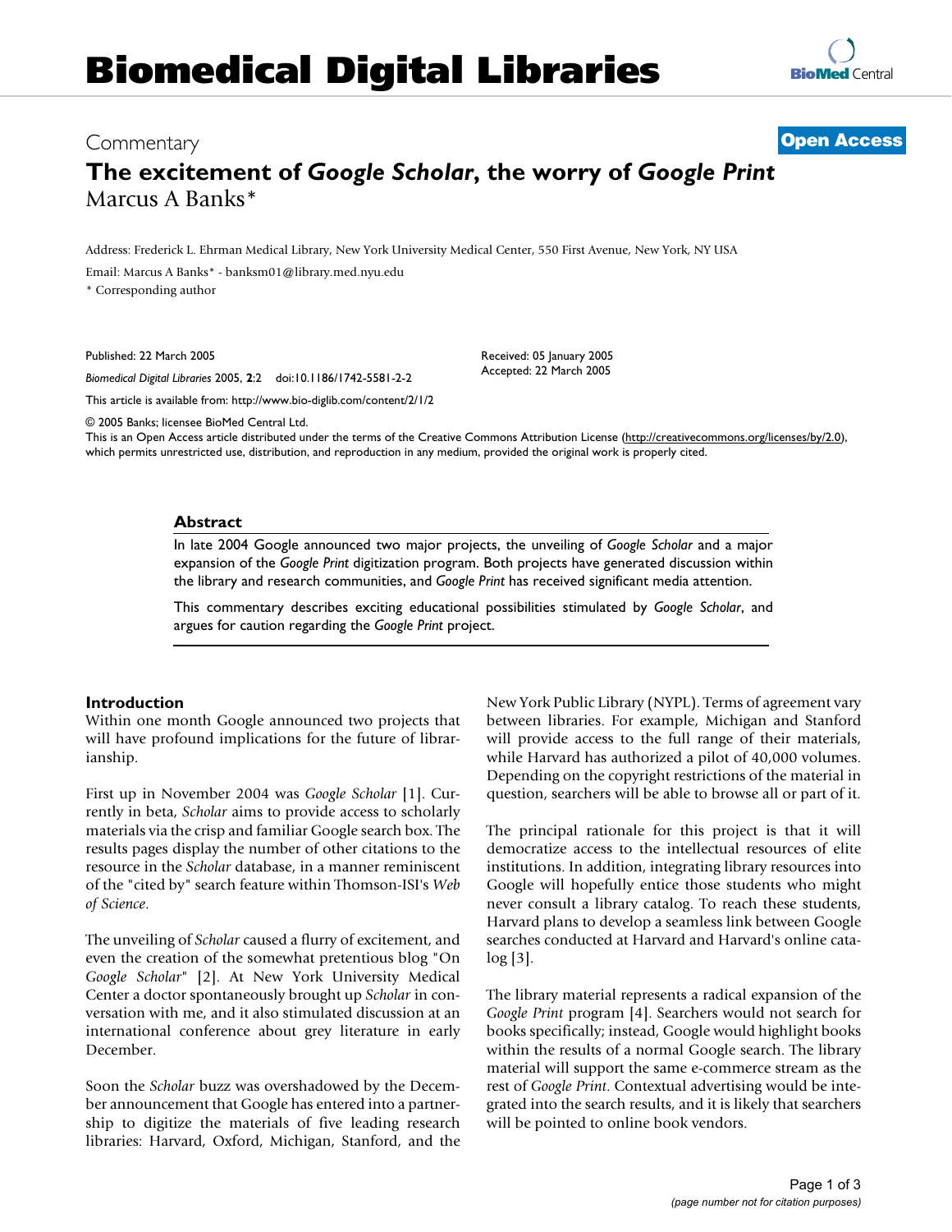# Biomedical Digital Libraries

Commentary

**Open Access**

## The excitement of *Google Scholar*, the worry of *Google Print*

Marcus A Banks*

Address: Frederick L. Ehrman Medical Library, New York University Medical Center, 550 First Avenue, New York, NY USA

Email: Marcus A Banks* - banksm01@library.med.nyu.edu

* Corresponding author

Published: 22 March 2005

*Biomedical Digital Libraries* 2005, **2**:2 doi:10.1186/1742-5581-2-2

This article is available from: http://www.bio-diglib.com/content/2/1/2

Received: 05 January 2005
Accepted: 22 March 2005

© 2005 Banks; licensee BioMed Central Ltd.
This is an Open Access article distributed under the terms of the Creative Commons Attribution License (http://creativecommons.org/licenses/by/2.0), which permits unrestricted use, distribution, and reproduction in any medium, provided the original work is properly cited.

### Abstract

In late 2004 Google announced two major projects, the unveiling of *Google Scholar* and a major expansion of the *Google Print* digitization program. Both projects have generated discussion within the library and research communities, and *Google Print* has received significant media attention.

This commentary describes exciting educational possibilities stimulated by *Google Scholar*, and argues for caution regarding the *Google Print* project.

### Introduction

Within one month Google announced two projects that will have profound implications for the future of librarianship.

First up in November 2004 was *Google Scholar* [1]. Currently in beta, *Scholar* aims to provide access to scholarly materials via the crisp and familiar Google search box. The results pages display the number of other citations to the resource in the *Scholar* database, in a manner reminiscent of the "cited by" search feature within Thomson-ISI's *Web of Science*.

The unveiling of *Scholar* caused a flurry of excitement, and even the creation of the somewhat pretentious blog "On *Google Scholar*" [2]. At New York University Medical Center a doctor spontaneously brought up *Scholar* in conversation with me, and it also stimulated discussion at an international conference about grey literature in early December.

Soon the *Scholar* buzz was overshadowed by the December announcement that Google has entered into a partnership to digitize the materials of five leading research libraries: Harvard, Oxford, Michigan, Stanford, and the New York Public Library (NYPL). Terms of agreement vary between libraries. For example, Michigan and Stanford will provide access to the full range of their materials, while Harvard has authorized a pilot of 40,000 volumes. Depending on the copyright restrictions of the material in question, searchers will be able to browse all or part of it.

The principal rationale for this project is that it will democratize access to the intellectual resources of elite institutions. In addition, integrating library resources into Google will hopefully entice those students who might never consult a library catalog. To reach these students, Harvard plans to develop a seamless link between Google searches conducted at Harvard and Harvard's online catalog [3].

The library material represents a radical expansion of the *Google Print* program [4]. Searchers would not search for books specifically; instead, Google would highlight books within the results of a normal Google search. The library material will support the same e-commerce stream as the rest of *Google Print*. Contextual advertising would be integrated into the search results, and it is likely that searchers will be pointed to online book vendors.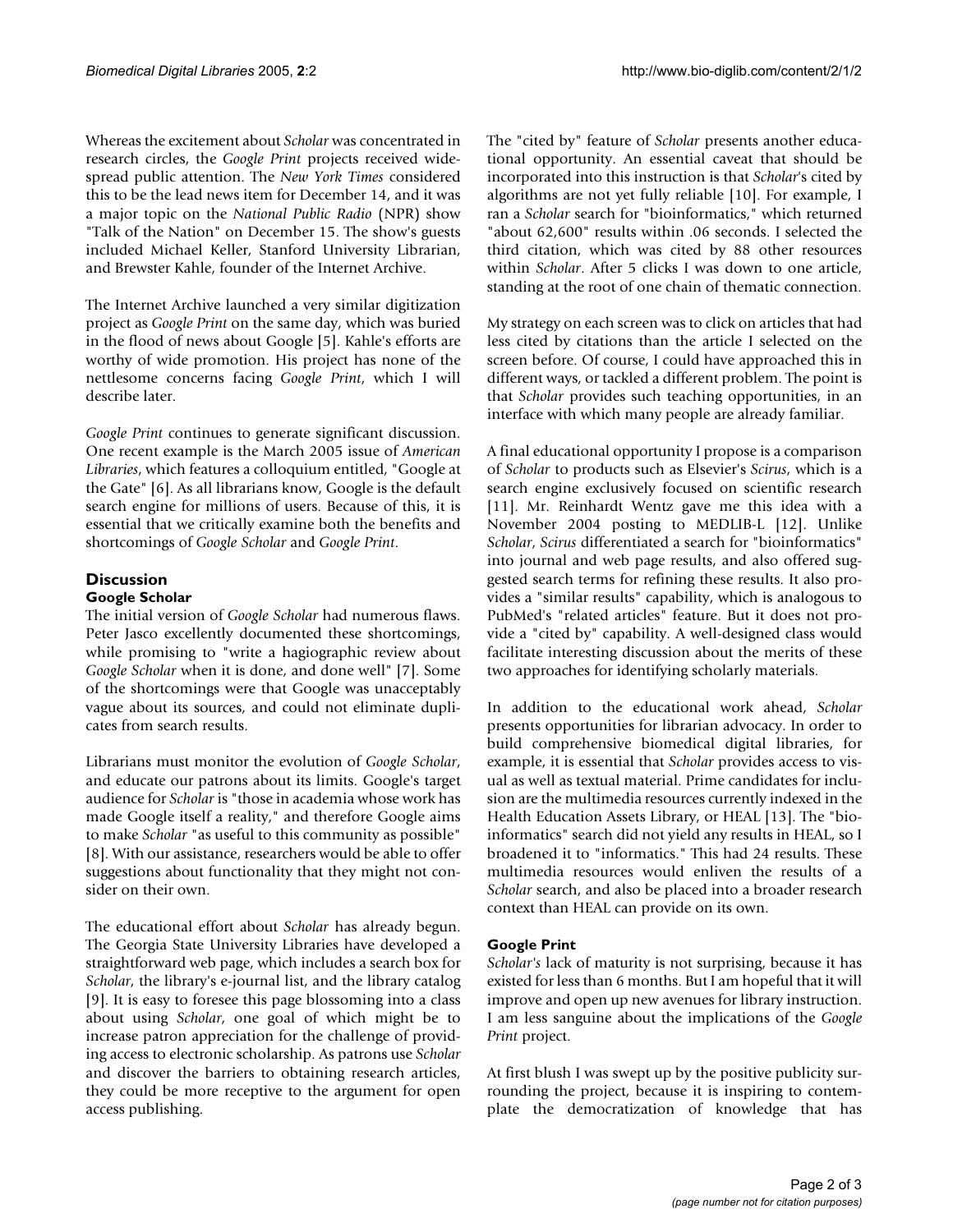Whereas the excitement about *Scholar* was concentrated in research circles, the *Google Print* projects received widespread public attention. The *New York Times* considered this to be the lead news item for December 14, and it was a major topic on the *National Public Radio* (NPR) show "Talk of the Nation" on December 15. The show's guests included Michael Keller, Stanford University Librarian, and Brewster Kahle, founder of the Internet Archive.

The Internet Archive launched a very similar digitization project as *Google Print* on the same day, which was buried in the flood of news about Google [5]. Kahle's efforts are worthy of wide promotion. His project has none of the nettlesome concerns facing *Google Print*, which I will describe later.

*Google Print* continues to generate significant discussion. One recent example is the March 2005 issue of *American Libraries*, which features a colloquium entitled, "Google at the Gate" [6]. As all librarians know, Google is the default search engine for millions of users. Because of this, it is essential that we critically examine both the benefits and shortcomings of *Google Scholar* and *Google Print*.

## Discussion

### Google Scholar

The initial version of *Google Scholar* had numerous flaws. Peter Jasco excellently documented these shortcomings, while promising to "write a hagiographic review about *Google Scholar* when it is done, and done well" [7]. Some of the shortcomings were that Google was unacceptably vague about its sources, and could not eliminate duplicates from search results.

Librarians must monitor the evolution of *Google Scholar*, and educate our patrons about its limits. Google's target audience for *Scholar* is "those in academia whose work has made Google itself a reality," and therefore Google aims to make *Scholar* "as useful to this community as possible" [8]. With our assistance, researchers would be able to offer suggestions about functionality that they might not consider on their own.

The educational effort about *Scholar* has already begun. The Georgia State University Libraries have developed a straightforward web page, which includes a search box for *Scholar*, the library's e-journal list, and the library catalog [9]. It is easy to foresee this page blossoming into a class about using *Scholar*, one goal of which might be to increase patron appreciation for the challenge of providing access to electronic scholarship. As patrons use *Scholar* and discover the barriers to obtaining research articles, they could be more receptive to the argument for open access publishing.

The "cited by" feature of *Scholar* presents another educational opportunity. An essential caveat that should be incorporated into this instruction is that *Scholar*'s cited by algorithms are not yet fully reliable [10]. For example, I ran a *Scholar* search for "bioinformatics," which returned "about 62,600" results within .06 seconds. I selected the third citation, which was cited by 88 other resources within *Scholar*. After 5 clicks I was down to one article, standing at the root of one chain of thematic connection.

My strategy on each screen was to click on articles that had less cited by citations than the article I selected on the screen before. Of course, I could have approached this in different ways, or tackled a different problem. The point is that *Scholar* provides such teaching opportunities, in an interface with which many people are already familiar.

A final educational opportunity I propose is a comparison of *Scholar* to products such as Elsevier's *Scirus*, which is a search engine exclusively focused on scientific research [11]. Mr. Reinhardt Wentz gave me this idea with a November 2004 posting to MEDLIB-L [12]. Unlike *Scholar*, *Scirus* differentiated a search for "bioinformatics" into journal and web page results, and also offered suggested search terms for refining these results. It also provides a "similar results" capability, which is analogous to PubMed's "related articles" feature. But it does not provide a "cited by" capability. A well-designed class would facilitate interesting discussion about the merits of these two approaches for identifying scholarly materials.

In addition to the educational work ahead, *Scholar* presents opportunities for librarian advocacy. In order to build comprehensive biomedical digital libraries, for example, it is essential that *Scholar* provides access to visual as well as textual material. Prime candidates for inclusion are the multimedia resources currently indexed in the Health Education Assets Library, or HEAL [13]. The "bioinformatics" search did not yield any results in HEAL, so I broadened it to "informatics." This had 24 results. These multimedia resources would enliven the results of a *Scholar* search, and also be placed into a broader research context than HEAL can provide on its own.

### Google Print

*Scholar's* lack of maturity is not surprising, because it has existed for less than 6 months. But I am hopeful that it will improve and open up new avenues for library instruction. I am less sanguine about the implications of the *Google Print* project.

At first blush I was swept up by the positive publicity surrounding the project, because it is inspiring to contemplate the democratization of knowledge that has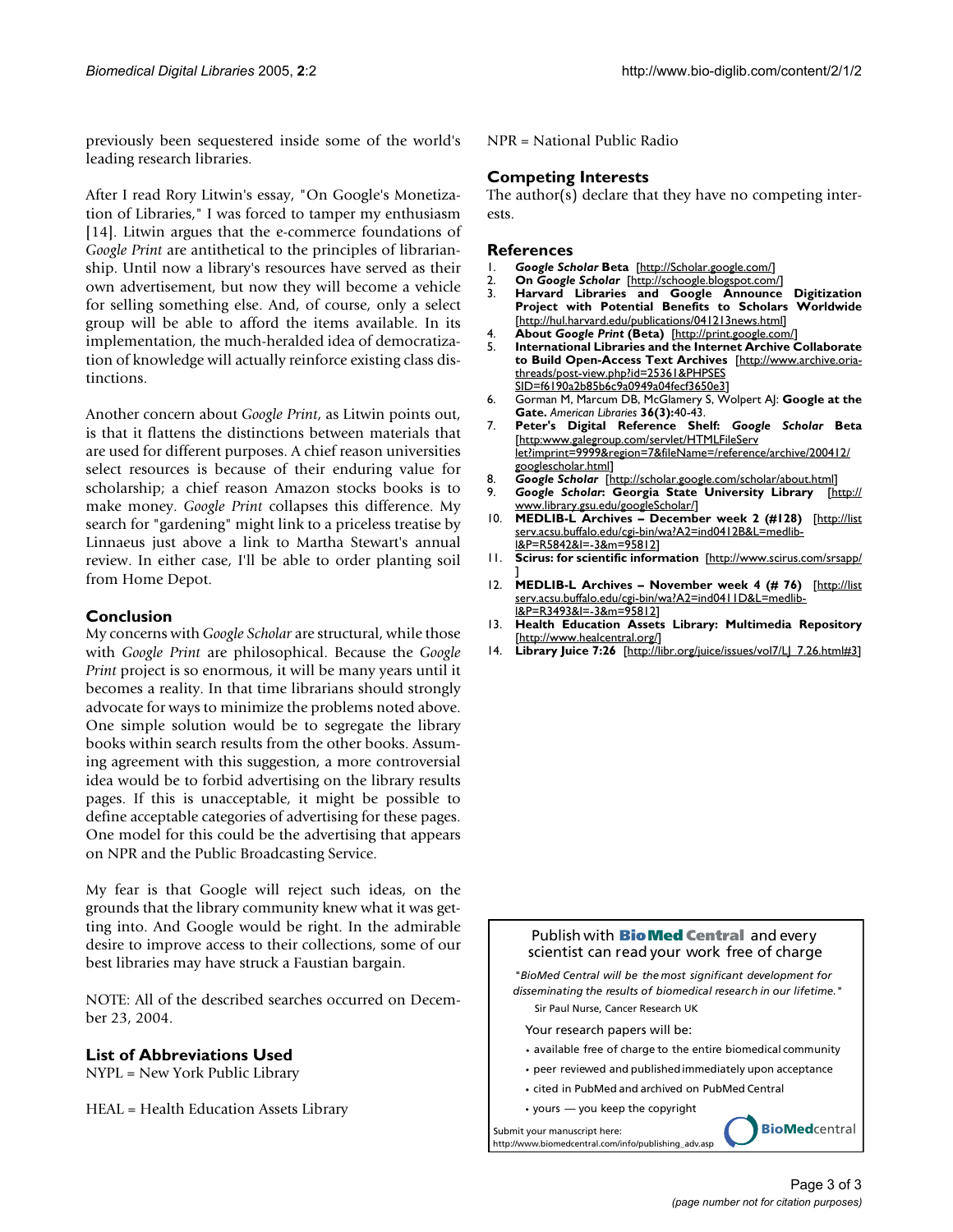previously been sequestered inside some of the world's leading research libraries.

After I read Rory Litwin's essay, "On Google's Monetization of Libraries," I was forced to tamper my enthusiasm [14]. Litwin argues that the e-commerce foundations of *Google Print* are antithetical to the principles of librarianship. Until now a library's resources have served as their own advertisement, but now they will become a vehicle for selling something else. And, of course, only a select group will be able to afford the items available. In its implementation, the much-heralded idea of democratization of knowledge will actually reinforce existing class distinctions.

Another concern about *Google Print*, as Litwin points out, is that it flattens the distinctions between materials that are used for different purposes. A chief reason universities select resources is because of their enduring value for scholarship; a chief reason Amazon stocks books is to make money. *Google Print* collapses this difference. My search for "gardening" might link to a priceless treatise by Linnaeus just above a link to Martha Stewart's annual review. In either case, I'll be able to order planting soil from Home Depot.

## Conclusion

My concerns with *Google Scholar* are structural, while those with *Google Print* are philosophical. Because the *Google Print* project is so enormous, it will be many years until it becomes a reality. In that time librarians should strongly advocate for ways to minimize the problems noted above. One simple solution would be to segregate the library books within search results from the other books. Assuming agreement with this suggestion, a more controversial idea would be to forbid advertising on the library results pages. If this is unacceptable, it might be possible to define acceptable categories of advertising for these pages. One model for this could be the advertising that appears on NPR and the Public Broadcasting Service.

My fear is that Google will reject such ideas, on the grounds that the library community knew what it was getting into. And Google would be right. In the admirable desire to improve access to their collections, some of our best libraries may have struck a Faustian bargain.

NOTE: All of the described searches occurred on December 23, 2004.

## List of Abbreviations Used

NYPL = New York Public Library

HEAL = Health Education Assets Library

NPR = National Public Radio

## Competing Interests

The author(s) declare that they have no competing interests.

## References

1. ***Google Scholar* Beta** [http://Scholar.google.com/]
2. **On *Google Scholar*** [http://schoogle.blogspot.com/]
3. **Harvard Libraries and Google Announce Digitization Project with Potential Benefits to Scholars Worldwide** [http://hul.harvard.edu/publications/041213news.html]
4. **About *Google Print* (Beta)** [http://print.google.com/]
5. **International Libraries and the Internet Archive Collaborate to Build Open-Access Text Archives** [http://www.archive.org/iathreads/post-view.php?id=25361&PHPSESSID=f6190a2b85b6c9a0949a04fecf3650e3]
6. Gorman M, Marcum DB, McGlamery S, Wolpert AJ: **Google at the Gate.** *American Libraries* **36(3):**40-43.
7. **Peter's Digital Reference Shelf: *Google Scholar* Beta** [http:www.galegroup.com/servlet/HTMLFileServlet?imprint=9999&region=7&fileName=/reference/archive/200412/googlescholar.html]
8. ***Google Scholar*** [http://scholar.google.com/scholar/about.html]
9. ***Google Scholar*: Georgia State University Library** [http://www.library.gsu.edu/googleScholar/]
10. **MEDLIB-L Archives – December week 2 (#128)** [http://listserv.acsu.buffalo.edu/cgi-bin/wa?A2=ind0412B&L=medlib-l&P=R5842&I=-3&m=95812]
11. **Scirus: for scientific information** [http://www.scirus.com/srsapp/]
12. **MEDLIB-L Archives – November week 4 (# 76)** [http://listserv.acsu.buffalo.edu/cgi-bin/wa?A2=ind0411D&L=medlib-l&P=R3493&I=-3&m=95812]
13. **Health Education Assets Library: Multimedia Repository** [http://www.healcentral.org/]
14. **Library Juice 7:26** [http://libr.org/juice/issues/vol7/LJ_7.26.html#3]

Publish with **BioMed Central** and every scientist can read your work free of charge

*"BioMed Central will be the most significant development for disseminating the results of biomedical research in our lifetime."*

Sir Paul Nurse, Cancer Research UK

Your research papers will be:

- available free of charge to the entire biomedical community
- peer reviewed and published immediately upon acceptance
- cited in PubMed and archived on PubMed Central
- yours — you keep the copyright

Submit your manuscript here:
http://www.biomedcentral.com/info/publishing_adv.asp

BioMedcentral